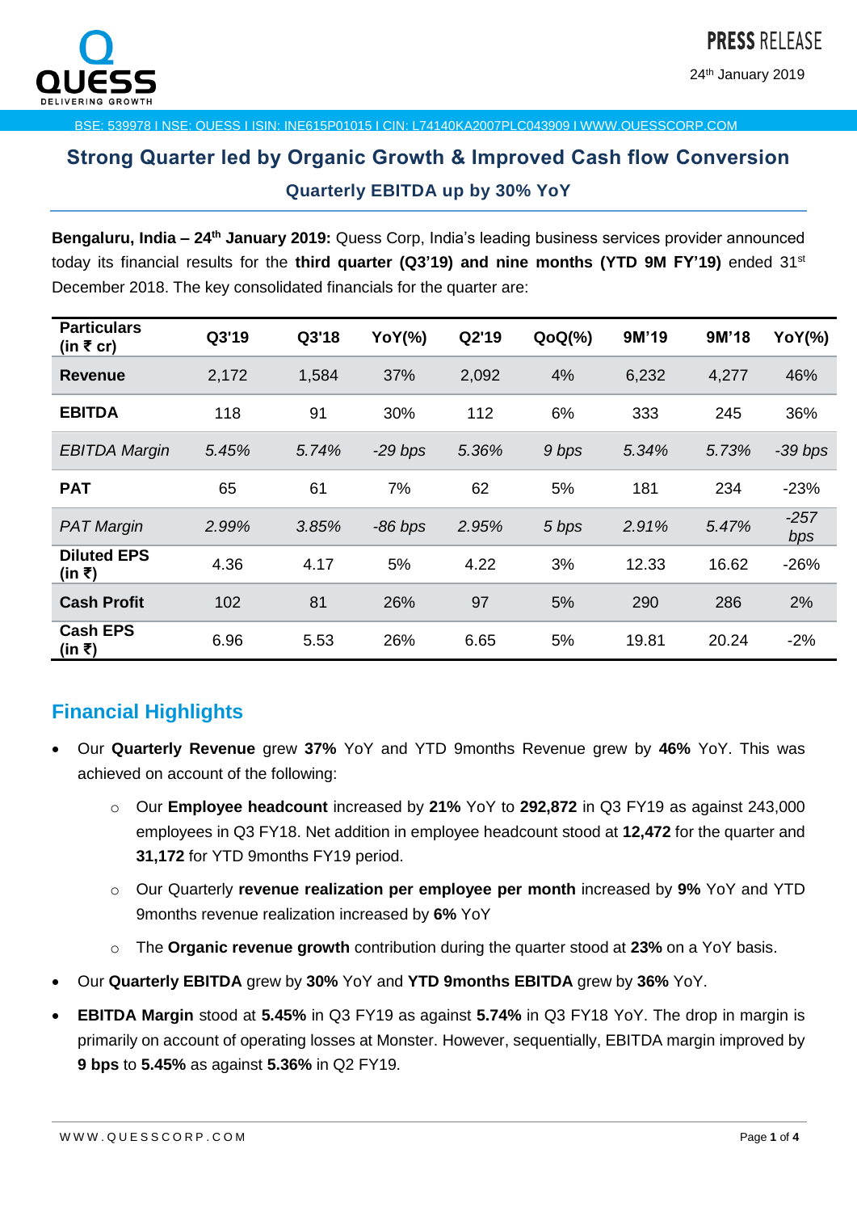PRESS RELEASE

24th January 2019

BSE: 539978 I NSE: QUESS I ISIN: INE615P01015 I CIN: L74140KA2007PLC043909 I WWW.QUESSCORP.COM

# Strong Quarter led by Organic Growth & Improved Cash flow Conversion

## Quarterly EBITDA up by 30% YoY

**Bengaluru, India – 24th January 2019:** Quess Corp, India's leading business services provider announced today its financial results for the **third quarter (Q3'19) and nine months (YTD 9M FY'19)** ended 31st December 2018. The key consolidated financials for the quarter are:

| Particulars (in ₹ cr) | Q3'19 | Q3'18 | YoY(%) | Q2'19 | QoQ(%) | 9M'19 | 9M'18 | YoY(%) |
|---|---|---|---|---|---|---|---|---|
| **Revenue** | 2,172 | 1,584 | 37% | 2,092 | 4% | 6,232 | 4,277 | 46% |
| **EBITDA** | 118 | 91 | 30% | 112 | 6% | 333 | 245 | 36% |
| *EBITDA Margin* | *5.45%* | *5.74%* | *-29 bps* | *5.36%* | *9 bps* | *5.34%* | *5.73%* | *-39 bps* |
| **PAT** | 65 | 61 | 7% | 62 | 5% | 181 | 234 | -23% |
| *PAT Margin* | *2.99%* | *3.85%* | *-86 bps* | *2.95%* | *5 bps* | *2.91%* | *5.47%* | *-257 bps* |
| **Diluted EPS (in ₹)** | 4.36 | 4.17 | 5% | 4.22 | 3% | 12.33 | 16.62 | -26% |
| **Cash Profit** | 102 | 81 | 26% | 97 | 5% | 290 | 286 | 2% |
| **Cash EPS (in ₹)** | 6.96 | 5.53 | 26% | 6.65 | 5% | 19.81 | 20.24 | -2% |

## Financial Highlights

- Our **Quarterly Revenue** grew **37%** YoY and YTD 9months Revenue grew by **46%** YoY. This was achieved on account of the following:
  - Our **Employee headcount** increased by **21%** YoY to **292,872** in Q3 FY19 as against 243,000 employees in Q3 FY18. Net addition in employee headcount stood at **12,472** for the quarter and **31,172** for YTD 9months FY19 period.
  - Our Quarterly **revenue realization per employee per month** increased by **9%** YoY and YTD 9months revenue realization increased by **6%** YoY
  - The **Organic revenue growth** contribution during the quarter stood at **23%** on a YoY basis.
- Our **Quarterly EBITDA** grew by **30%** YoY and **YTD 9months EBITDA** grew by **36%** YoY.
- **EBITDA Margin** stood at **5.45%** in Q3 FY19 as against **5.74%** in Q3 FY18 YoY. The drop in margin is primarily on account of operating losses at Monster. However, sequentially, EBITDA margin improved by **9 bps** to **5.45%** as against **5.36%** in Q2 FY19.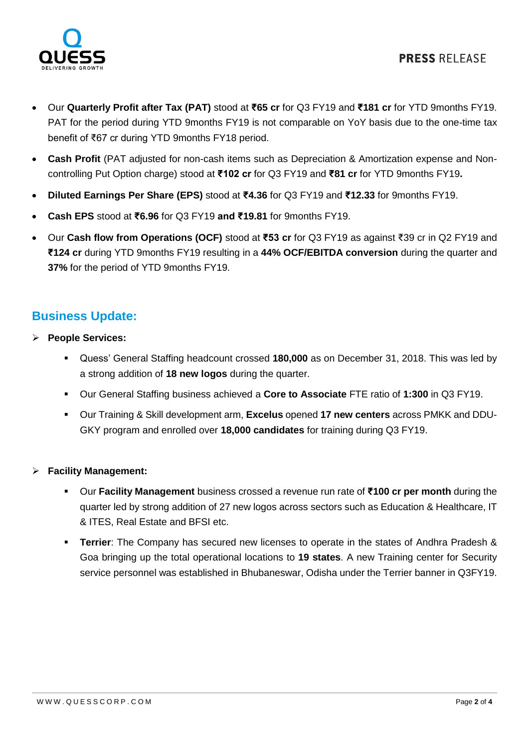- Our **Quarterly Profit after Tax (PAT)** stood at **₹65 cr** for Q3 FY19 and **₹181 cr** for YTD 9months FY19. PAT for the period during YTD 9months FY19 is not comparable on YoY basis due to the one-time tax benefit of ₹67 cr during YTD 9months FY18 period.
- **Cash Profit** (PAT adjusted for non-cash items such as Depreciation & Amortization expense and Non-controlling Put Option charge) stood at **₹102 cr** for Q3 FY19 and **₹81 cr** for YTD 9months FY19**.**
- **Diluted Earnings Per Share (EPS)** stood at **₹4.36** for Q3 FY19 and **₹12.33** for 9months FY19.
- **Cash EPS** stood at **₹6.96** for Q3 FY19 **and ₹19.81** for 9months FY19.
- Our **Cash flow from Operations (OCF)** stood at **₹53 cr** for Q3 FY19 as against ₹39 cr in Q2 FY19 and **₹124 cr** during YTD 9months FY19 resulting in a **44% OCF/EBITDA conversion** during the quarter and **37%** for the period of YTD 9months FY19.

## Business Update:

- **People Services:**
  - Quess' General Staffing headcount crossed **180,000** as on December 31, 2018. This was led by a strong addition of **18 new logos** during the quarter.
  - Our General Staffing business achieved a **Core to Associate** FTE ratio of **1:300** in Q3 FY19.
  - Our Training & Skill development arm, **Excelus** opened **17 new centers** across PMKK and DDU-GKY program and enrolled over **18,000 candidates** for training during Q3 FY19.

- **Facility Management:**
  - Our **Facility Management** business crossed a revenue run rate of **₹100 cr per month** during the quarter led by strong addition of 27 new logos across sectors such as Education & Healthcare, IT & ITES, Real Estate and BFSI etc.
  - **Terrier**: The Company has secured new licenses to operate in the states of Andhra Pradesh & Goa bringing up the total operational locations to **19 states**. A new Training center for Security service personnel was established in Bhubaneswar, Odisha under the Terrier banner in Q3FY19.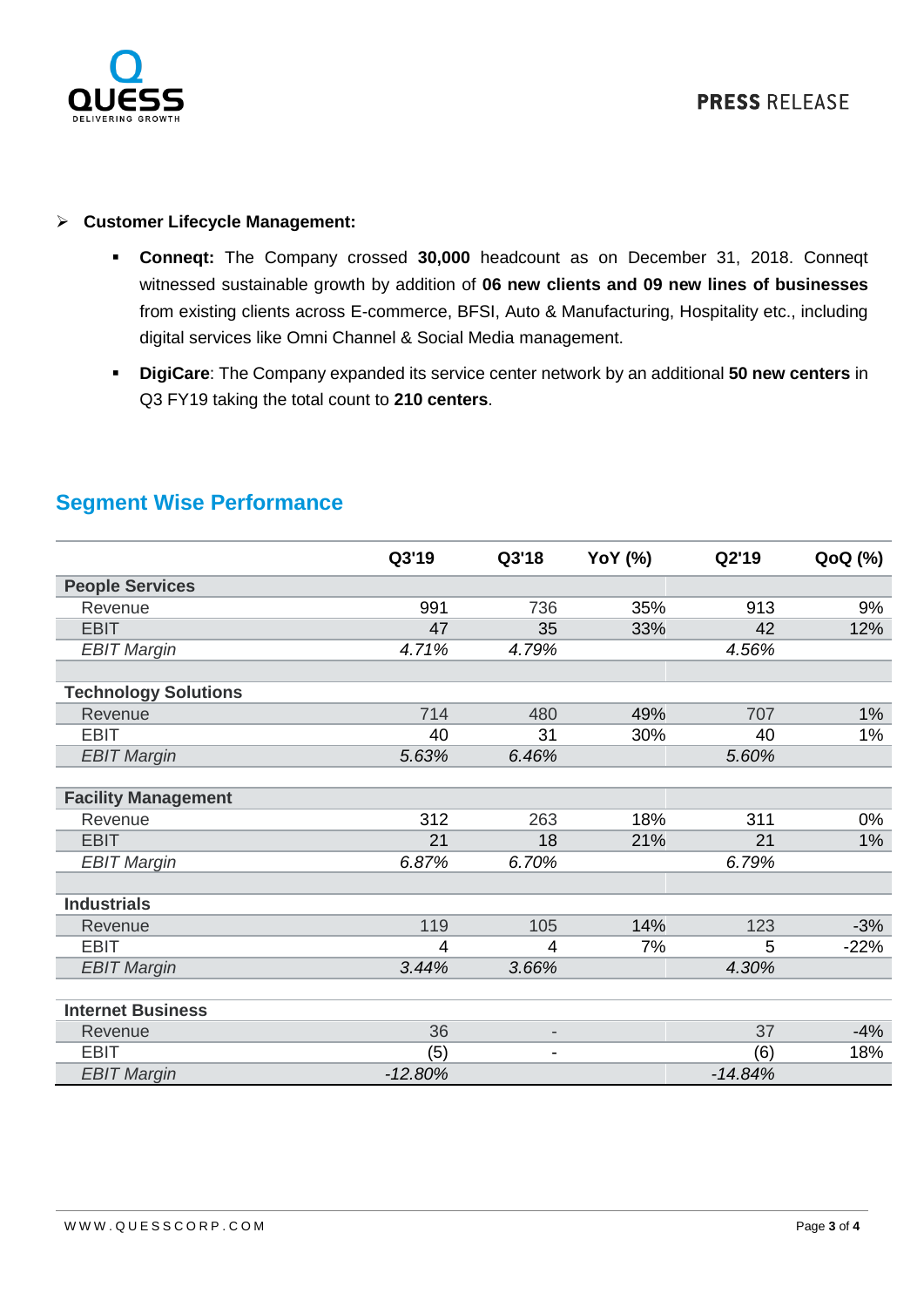- **Customer Lifecycle Management:**
    - **Conneqt:** The Company crossed **30,000** headcount as on December 31, 2018. Conneqt witnessed sustainable growth by addition of **06 new clients and 09 new lines of businesses** from existing clients across E-commerce, BFSI, Auto & Manufacturing, Hospitality etc., including digital services like Omni Channel & Social Media management.
    - **DigiCare**: The Company expanded its service center network by an additional **50 new centers** in Q3 FY19 taking the total count to **210 centers**.

## Segment Wise Performance

| | Q3'19 | Q3'18 | YoY (%) | Q2'19 | QoQ (%) |
|---|---|---|---|---|---|
| **People Services** | | | | | |
| Revenue | 991 | 736 | 35% | 913 | 9% |
| EBIT | 47 | 35 | 33% | 42 | 12% |
| *EBIT Margin* | *4.71%* | *4.79%* | | *4.56%* | |
| | | | | | |
| **Technology Solutions** | | | | | |
| Revenue | 714 | 480 | 49% | 707 | 1% |
| EBIT | 40 | 31 | 30% | 40 | 1% |
| *EBIT Margin* | *5.63%* | *6.46%* | | *5.60%* | |
| | | | | | |
| **Facility Management** | | | | | |
| Revenue | 312 | 263 | 18% | 311 | 0% |
| EBIT | 21 | 18 | 21% | 21 | 1% |
| *EBIT Margin* | *6.87%* | *6.70%* | | *6.79%* | |
| | | | | | |
| **Industrials** | | | | | |
| Revenue | 119 | 105 | 14% | 123 | -3% |
| EBIT | 4 | 4 | 7% | 5 | -22% |
| *EBIT Margin* | *3.44%* | *3.66%* | | *4.30%* | |
| | | | | | |
| **Internet Business** | | | | | |
| Revenue | 36 | - | | 37 | -4% |
| EBIT | (5) | - | | (6) | 18% |
| *EBIT Margin* | *-12.80%* | | | *-14.84%* | |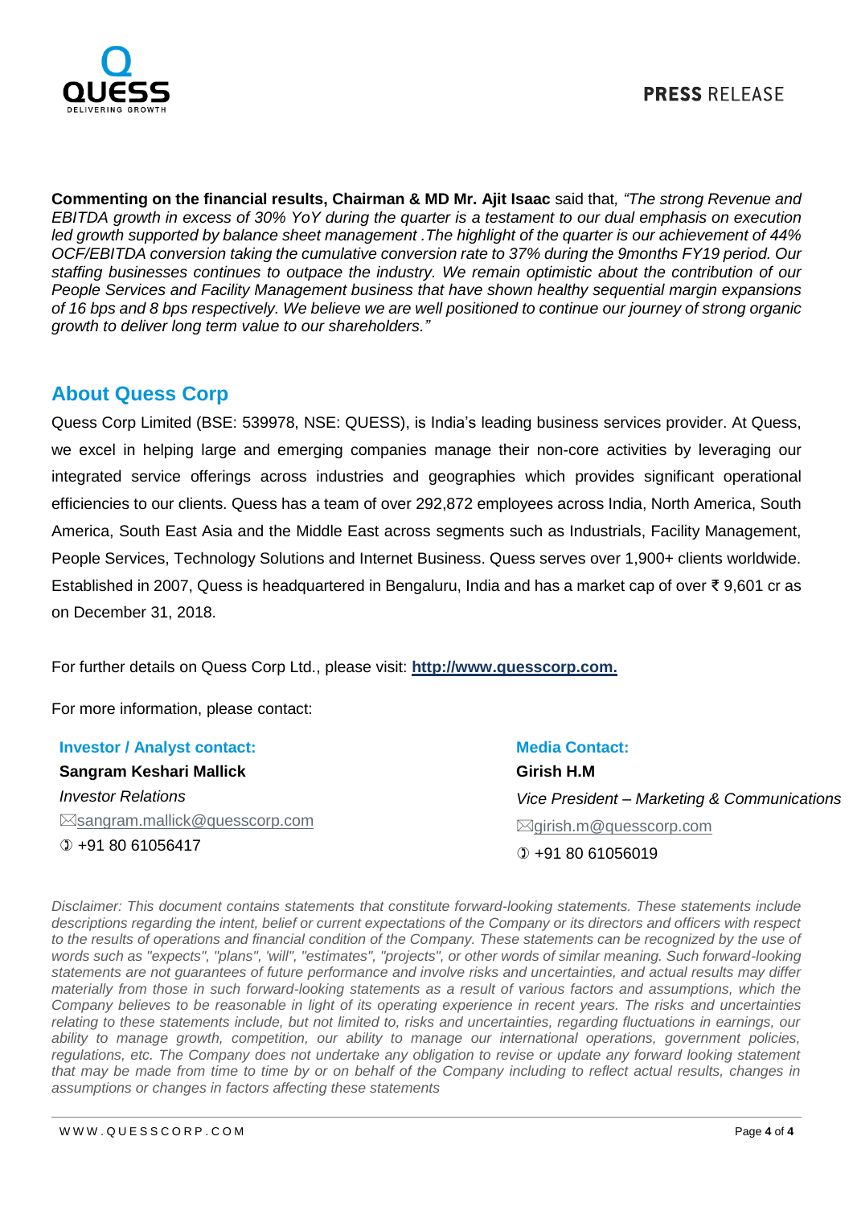**Commenting on the financial results, Chairman & MD Mr. Ajit Isaac** said that*, "The strong Revenue and EBITDA growth in excess of 30% YoY during the quarter is a testament to our dual emphasis on execution led growth supported by balance sheet management .The highlight of the quarter is our achievement of 44% OCF/EBITDA conversion taking the cumulative conversion rate to 37% during the 9months FY19 period. Our staffing businesses continues to outpace the industry. We remain optimistic about the contribution of our People Services and Facility Management business that have shown healthy sequential margin expansions of 16 bps and 8 bps respectively. We believe we are well positioned to continue our journey of strong organic growth to deliver long term value to our shareholders."*

## About Quess Corp

Quess Corp Limited (BSE: 539978, NSE: QUESS), is India's leading business services provider. At Quess, we excel in helping large and emerging companies manage their non-core activities by leveraging our integrated service offerings across industries and geographies which provides significant operational efficiencies to our clients. Quess has a team of over 292,872 employees across India, North America, South America, South East Asia and the Middle East across segments such as Industrials, Facility Management, People Services, Technology Solutions and Internet Business. Quess serves over 1,900+ clients worldwide. Established in 2007, Quess is headquartered in Bengaluru, India and has a market cap of over ₹ 9,601 cr as on December 31, 2018.

For further details on Quess Corp Ltd., please visit: **http://www.quesscorp.com.**

For more information, please contact:

**Investor / Analyst contact:**
**Sangram Keshari Mallick**
*Investor Relations*
✉ sangram.mallick@quesscorp.com
✆ +91 80 61056417

**Media Contact:**
**Girish H.M**
*Vice President – Marketing & Communications*
✉ girish.m@quesscorp.com
✆ +91 80 61056019

*Disclaimer: This document contains statements that constitute forward-looking statements. These statements include descriptions regarding the intent, belief or current expectations of the Company or its directors and officers with respect to the results of operations and financial condition of the Company. These statements can be recognized by the use of words such as "expects", "plans", 'will", "estimates", "projects", or other words of similar meaning. Such forward-looking statements are not guarantees of future performance and involve risks and uncertainties, and actual results may differ materially from those in such forward-looking statements as a result of various factors and assumptions, which the Company believes to be reasonable in light of its operating experience in recent years. The risks and uncertainties relating to these statements include, but not limited to, risks and uncertainties, regarding fluctuations in earnings, our ability to manage growth, competition, our ability to manage our international operations, government policies, regulations, etc. The Company does not undertake any obligation to revise or update any forward looking statement that may be made from time to time by or on behalf of the Company including to reflect actual results, changes in assumptions or changes in factors affecting these statements*